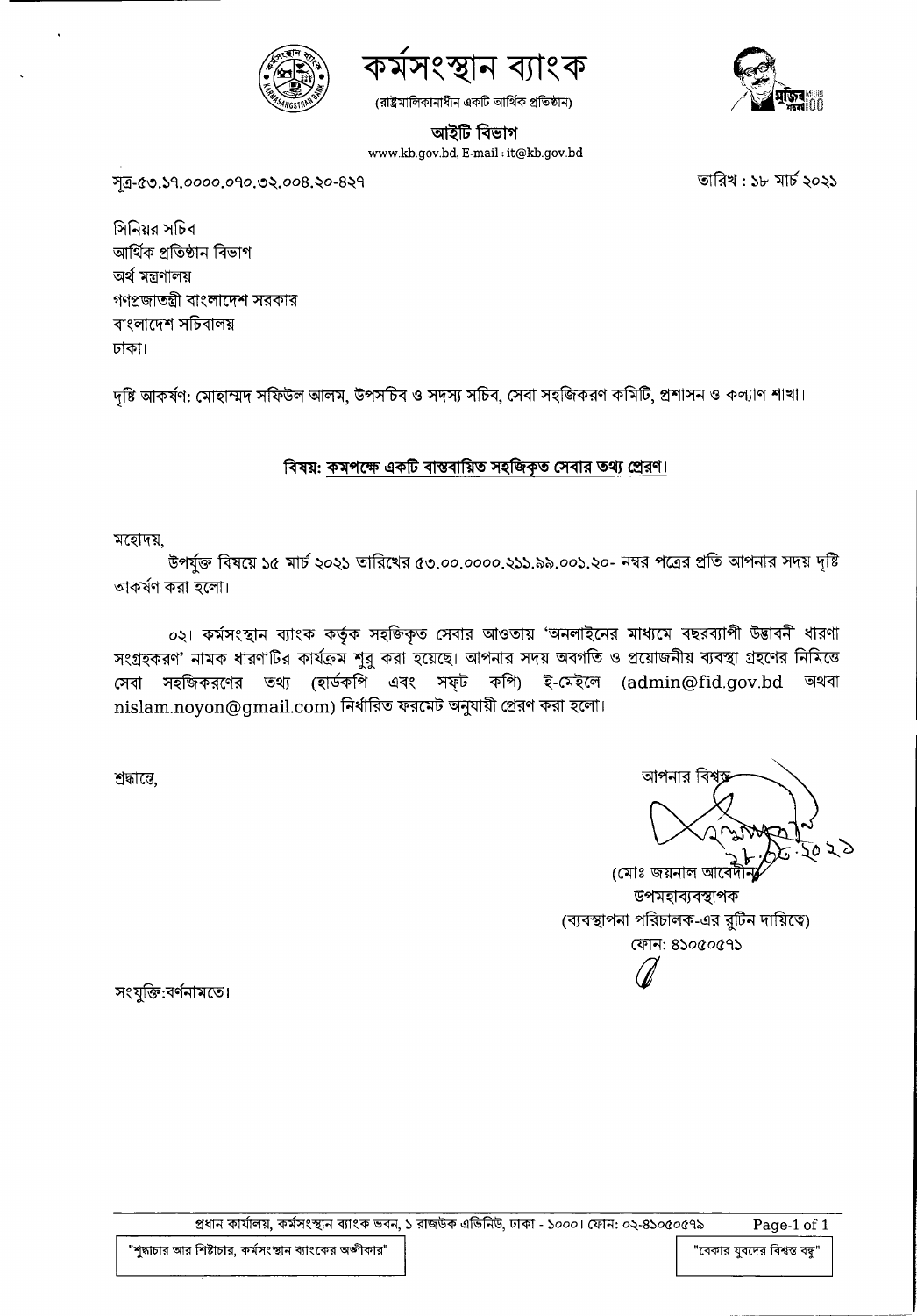# কর্মসংস্থান ব্যাংক

(রাষ্ট্রমালিকানাধীন একটি আর্থিক প্রতিষ্ঠান)

**আইটি বিভাগ**

www.kb.gov.bd, E-mail : it@kb.gov.bd

সূত্র-৫৩.১৭.০০০০.০৭০.৩২.০০৪.২০-৪২৭ তারিখ : ১৮ মার্চ ২০২১

সিনিয়র সচিব
আর্থিক প্রতিষ্ঠান বিভাগ
অর্থ মন্ত্রণালয়
গণপ্রজাতন্ত্রী বাংলাদেশ সরকার
বাংলাদেশ সচিবালয়
ঢাকা।

দৃষ্টি আকর্ষণ: মোহাম্মদ সফিউল আলম, উপসচিব ও সদস্য সচিব, সেবা সহজিকরণ কমিটি, প্রশাসন ও কল্যাণ শাখা।

**বিষয়: কমপক্ষে একটি বাস্তবায়িত সহজিকৃত সেবার তথ্য প্রেরণ।**

মহোদয়,

উপর্যুক্ত বিষয়ে ১৫ মার্চ ২০২১ তারিখের ৫৩.০০.০০০০.২১১.৯৯.০০১.২০- নম্বর পত্রের প্রতি আপনার সদয় দৃষ্টি আকর্ষণ করা হলো।

০২। কর্মসংস্থান ব্যাংক কর্তৃক সহজিকৃত সেবার আওতায় 'অনলাইনের মাধ্যমে বছরব্যাপী উদ্ভাবনী ধারণা সংগ্রহকরণ' নামক ধারণাটির কার্যক্রম শুরু করা হয়েছে। আপনার সদয় অবগতি ও প্রয়োজনীয় ব্যবস্থা গ্রহণের নিমিত্তে সেবা সহজিকরণের তথ্য (হার্ডকপি এবং সফ্ট কপি) ই-মেইলে (admin@fid.gov.bd অথবা nislam.noyon@gmail.com) নির্ধারিত ফরমেট অনুযায়ী প্রেরণ করা হলো।

শ্রদ্ধান্তে,

আপনার বিশ্বস্ত

১৮.০৩.২০২১

(মোঃ জয়নাল আবেদীন)
উপমহাব্যবস্থাপক
(ব্যবস্থাপনা পরিচালক-এর রুটিন দায়িত্বে)
ফোন: ৪১০৫০৫৭১

সংযুক্তি:বর্ণনামতে।

প্রধান কার্যালয়, কর্মসংস্থান ব্যাংক ভবন, ১ রাজউক এভিনিউ, ঢাকা - ১০০০। ফোন: ০২-৪১০৫০৫৭৯

"শুদ্ধাচার আর শিষ্টাচার, কর্মসংস্থান ব্যাংকের অঙ্গীকার" "বেকার যুবদের বিশ্বস্ত বন্ধু"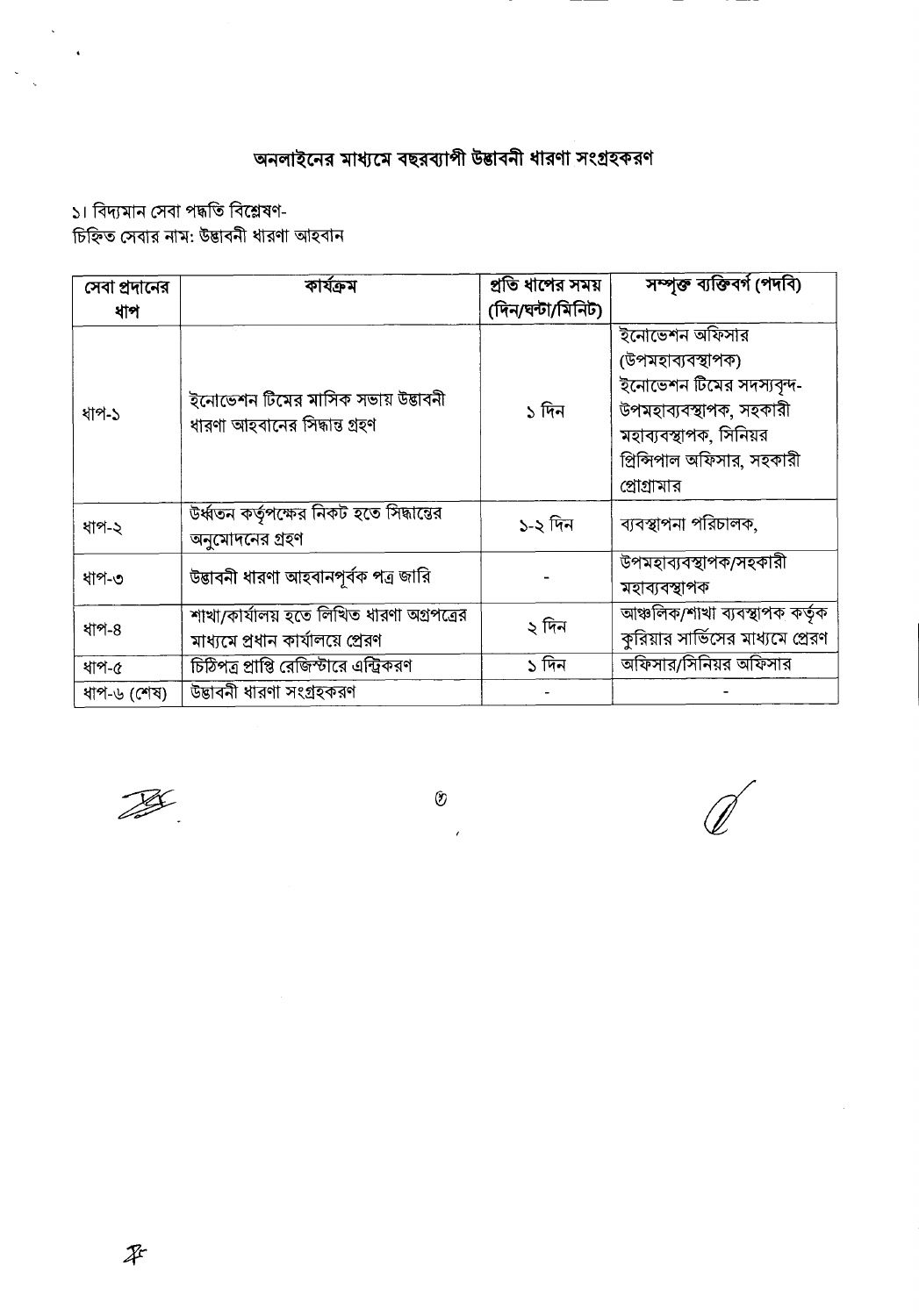## অনলাইনের মাধ্যমে বছরব্যাপী উদ্ভাবনী ধারণা সংগ্রহকরণ

১। বিদ্যমান সেবা পদ্ধতি বিশ্লেষণ-
চিহ্নিত সেবার নাম: উদ্ভাবনী ধারণা আহবান

| সেবা প্রদানের ধাপ | কার্যক্রম | প্রতি ধাপের সময় (দিন/ঘন্টা/মিনিট) | সম্পৃক্ত ব্যক্তিবর্গ (পদবি) |
|---|---|---|---|
| ধাপ-১ | ইনোভেশন টিমের মাসিক সভায় উদ্ভাবনী ধারণা আহবানের সিদ্ধান্ত গ্রহণ | ১ দিন | ইনোভেশন অফিসার (উপমহাব্যবস্থাপক) ইনোভেশন টিমের সদস্যবৃন্দ- উপমহাব্যবস্থাপক, সহকারী মহাব্যবস্থাপক, সিনিয়র প্রিন্সিপাল অফিসার, সহকারী প্রোগ্রামার |
| ধাপ-২ | উর্ধ্বতন কর্তৃপক্ষের নিকট হতে সিদ্ধান্তের অনুমোদনের গ্রহণ | ১-২ দিন | ব্যবস্থাপনা পরিচালক, |
| ধাপ-৩ | উদ্ভাবনী ধারণা আহবানপূর্বক পত্র জারি | - | উপমহাব্যবস্থাপক/সহকারী মহাব্যবস্থাপক |
| ধাপ-৪ | শাখা/কার্যালয় হতে লিখিত ধারণা অগ্রপত্রের মাধ্যমে প্রধান কার্যালয়ে প্রেরণ | ২ দিন | আঞ্চলিক/শাখা ব্যবস্থাপক কর্তৃক কুরিয়ার সার্ভিসের মাধ্যমে প্রেরণ |
| ধাপ-৫ | চিঠিপত্র প্রাপ্তি রেজিস্টারে এন্ট্রিকরণ | ১ দিন | অফিসার/সিনিয়র অফিসার |
| ধাপ-৬ (শেষ) | উদ্ভাবনী ধারণা সংগ্রহকরণ | - | - |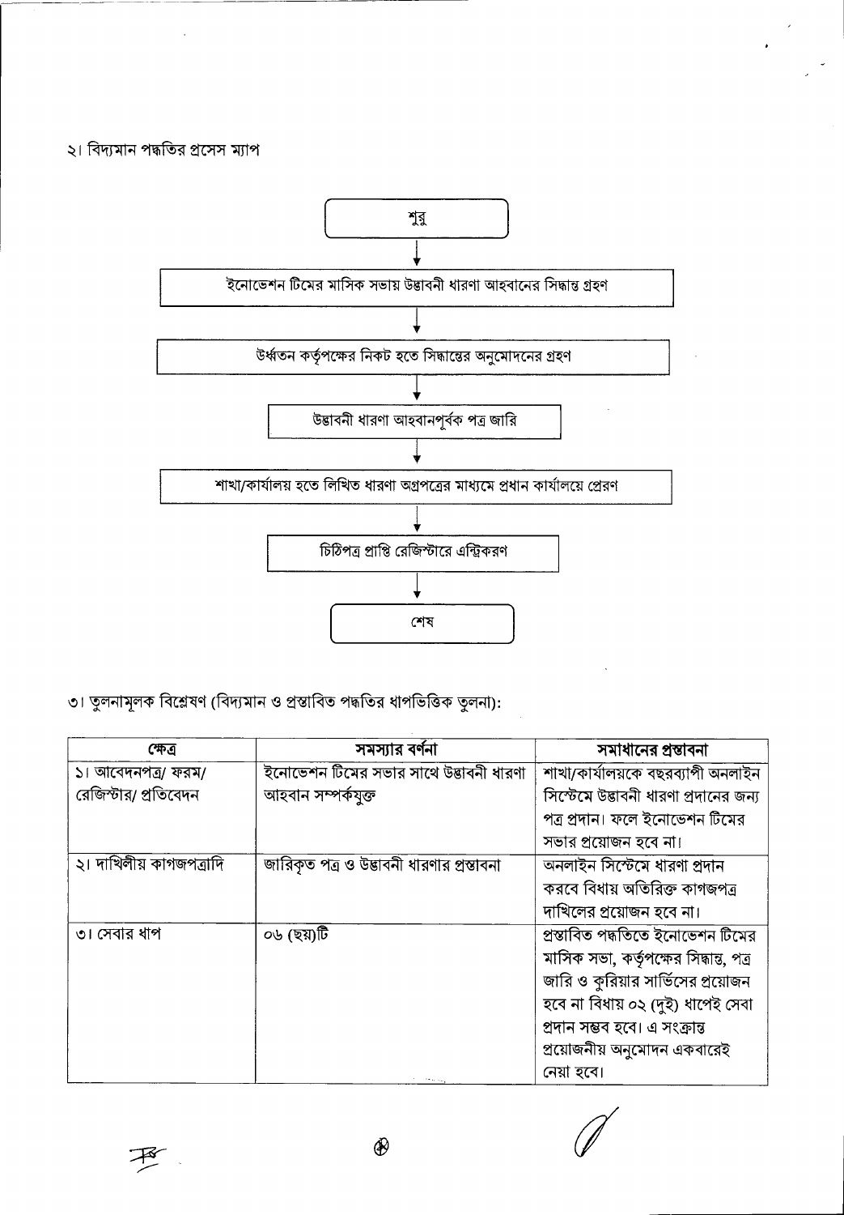২। বিদ্যমান পদ্ধতির প্রসেস ম্যাপ

শুরু

↓

ইনোভেশন টিমের মাসিক সভায় উদ্ভাবনী ধারণা আহবানের সিদ্ধান্ত গ্রহণ

↓

উর্ধ্বতন কর্তৃপক্ষের নিকট হতে সিদ্ধান্তের অনুমোদনের গ্রহণ

↓

উদ্ভাবনী ধারণা আহবানপূর্বক পত্র জারি

↓

শাখা/কার্যালয় হতে লিখিত ধারণা অগ্রপত্রের মাধ্যমে প্রধান কার্যালয়ে প্রেরণ

↓

চিঠিপত্র প্রাপ্তি রেজিস্টারে এন্ট্রিকরণ

↓

শেষ

৩। তুলনামূলক বিশ্লেষণ (বিদ্যমান ও প্রস্তাবিত পদ্ধতির ধাপভিত্তিক তুলনা):

| ক্ষেত্র | সমস্যার বর্ণনা | সমাধানের প্রস্তাবনা |
|---|---|---|
| ১। আবেদনপত্র/ ফরম/ রেজিস্টার/ প্রতিবেদন | ইনোভেশন টিমের সভার সাথে উদ্ভাবনী ধারণা আহবান সম্পর্কযুক্ত | শাখা/কার্যালয়কে বছরব্যাপী অনলাইন সিস্টেমে উদ্ভাবনী ধারণা প্রদানের জন্য পত্র প্রদান। ফলে ইনোভেশন টিমের সভার প্রয়োজন হবে না। |
| ২। দাখিলীয় কাগজপত্রাদি | জারিকৃত পত্র ও উদ্ভাবনী ধারণার প্রস্তাবনা | অনলাইন সিস্টেমে ধারণা প্রদান করবে বিধায় অতিরিক্ত কাগজপত্র দাখিলের প্রয়োজন হবে না। |
| ৩। সেবার ধাপ | ০৬ (ছয়)টি | প্রস্তাবিত পদ্ধতিতে ইনোভেশন টিমের মাসিক সভা, কর্তৃপক্ষের সিদ্ধান্ত, পত্র জারি ও কুরিয়ার সার্ভিসের প্রয়োজন হবে না বিধায় ০২ (দুই) ধাপেই সেবা প্রদান সম্ভব হবে। এ সংক্রান্ত প্রয়োজনীয় অনুমোদন একবারেই নেয়া হবে। |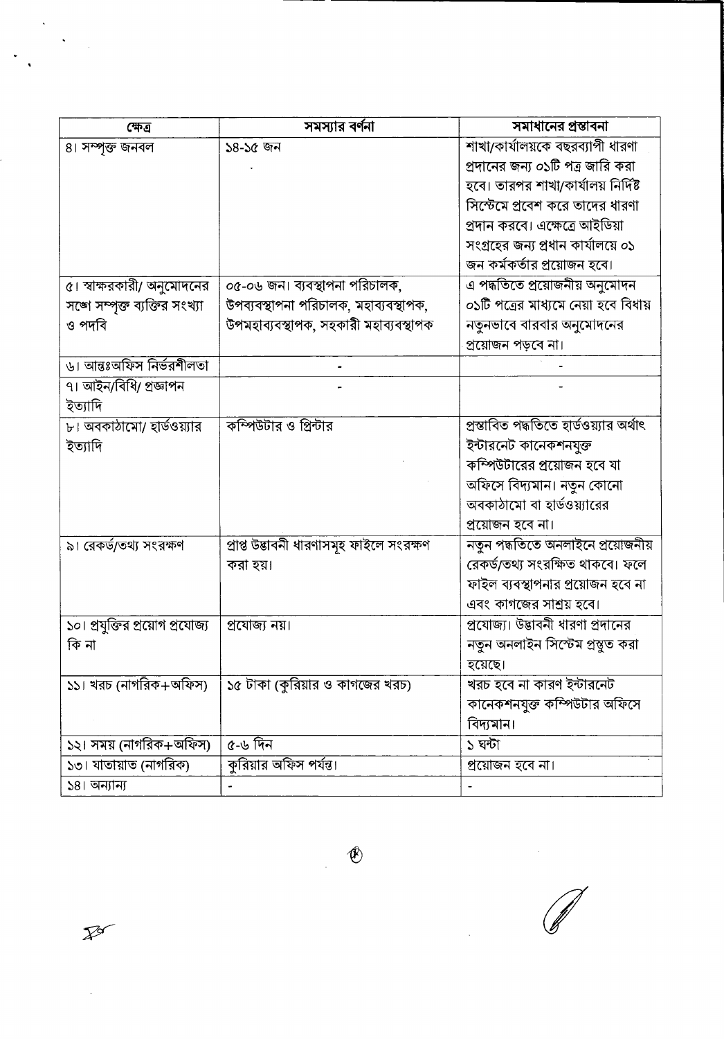| ক্ষেত্র | সমস্যার বর্ণনা | সমাধানের প্রস্তাবনা |
|---|---|---|
| ৪। সম্পৃক্ত জনবল | ১৪-১৫ জন | শাখা/কার্যালয়কে বছরব্যাপী ধারণা প্রদানের জন্য ০১টি পত্র জারি করা হবে। তারপর শাখা/কার্যালয় নির্দিষ্ট সিস্টেমে প্রবেশ করে তাদের ধারণা প্রদান করবে। এক্ষেত্রে আইডিয়া সংগ্রহের জন্য প্রধান কার্যালয়ে ০১ জন কর্মকর্তার প্রয়োজন হবে। |
| ৫। স্বাক্ষরকারী/ অনুমোদনের সঙ্গে সম্পৃক্ত ব্যক্তির সংখ্যা ও পদবি | ০৫-০৬ জন। ব্যবস্থাপনা পরিচালক, উপব্যবস্থাপনা পরিচালক, মহাব্যবস্থাপক, উপমহাব্যবস্থাপক, সহকারী মহাব্যবস্থাপক | এ পদ্ধতিতে প্রয়োজনীয় অনুমোদন ০১টি পত্রের মাধ্যমে নেয়া হবে বিধায় নতুনভাবে বারবার অনুমোদনের প্রয়োজন পড়বে না। |
| ৬। আন্তঃঅফিস নির্ভরশীলতা | - | - |
| ৭। আইন/বিধি/ প্রজ্ঞাপন ইত্যাদি | - | - |
| ৮। অবকাঠামো/ হার্ডওয়্যার ইত্যাদি | কম্পিউটার ও প্রিন্টার | প্রস্তাবিত পদ্ধতিতে হার্ডওয়্যার অর্থাৎ ইন্টারনেট কানেকশনযুক্ত কম্পিউটারের প্রয়োজন হবে যা অফিসে বিদ্যমান। নতুন কোনো অবকাঠামো বা হার্ডওয়্যারের প্রয়োজন হবে না। |
| ৯। রেকর্ড/তথ্য সংরক্ষণ | প্রাপ্ত উদ্ভাবনী ধারণাসমূহ ফাইলে সংরক্ষণ করা হয়। | নতুন পদ্ধতিতে অনলাইনে প্রয়োজনীয় রেকর্ড/তথ্য সংরক্ষিত থাকবে। ফলে ফাইল ব্যবস্থাপনার প্রয়োজন হবে না এবং কাগজের সাশ্রয় হবে। |
| ১০। প্রযুক্তির প্রয়োগ প্রযোজ্য কি না | প্রযোজ্য নয়। | প্রযোজ্য। উদ্ভাবনী ধারণা প্রদানের নতুন অনলাইন সিস্টেম প্রস্তুত করা হয়েছে। |
| ১১। খরচ (নাগরিক+অফিস) | ১৫ টাকা (কুরিয়ার ও কাগজের খরচ) | খরচ হবে না কারণ ইন্টারনেট কানেকশনযুক্ত কম্পিউটার অফিসে বিদ্যমান। |
| ১২। সময় (নাগরিক+অফিস) | ৫-৬ দিন | ১ ঘন্টা |
| ১৩। যাতায়াত (নাগরিক) | কুরিয়ার অফিস পর্যন্ত। | প্রয়োজন হবে না। |
| ১৪। অন্যান্য | - | - |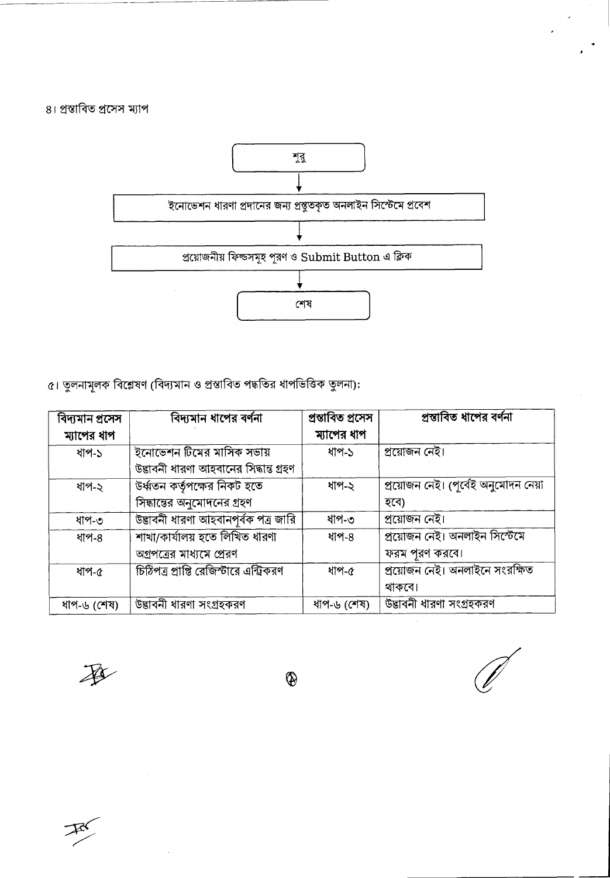৪। প্রস্তাবিত প্রসেস ম্যাপ

শুরু

↓

ইনোভেশন ধারণা প্রদানের জন্য প্রস্তুতকৃত অনলাইন সিস্টেমে প্রবেশ

↓

প্রয়োজনীয় ফিল্ডসমূহ পূরণ ও Submit Button এ ক্লিক

↓

শেষ

৫। তুলনামূলক বিশ্লেষণ (বিদ্যমান ও প্রস্তাবিত পদ্ধতির ধাপভিত্তিক তুলনা):

| বিদ্যমান প্রসেস ম্যাপের ধাপ | বিদ্যমান ধাপের বর্ণনা | প্রস্তাবিত প্রসেস ম্যাপের ধাপ | প্রস্তাবিত ধাপের বর্ণনা |
|---|---|---|---|
| ধাপ-১ | ইনোভেশন টিমের মাসিক সভায় উদ্ভাবনী ধারণা আহবানের সিদ্ধান্ত গ্রহণ | ধাপ-১ | প্রয়োজন নেই। |
| ধাপ-২ | উর্ধ্বতন কর্তৃপক্ষের নিকট হতে সিদ্ধান্তের অনুমোদনের গ্রহণ | ধাপ-২ | প্রয়োজন নেই। (পূর্বেই অনুমোদন নেয়া হবে) |
| ধাপ-৩ | উদ্ভাবনী ধারণা আহবানপূর্বক পত্র জারি | ধাপ-৩ | প্রয়োজন নেই। |
| ধাপ-৪ | শাখা/কার্যালয় হতে লিখিত ধারণা অগ্রপত্রের মাধ্যমে প্রেরণ | ধাপ-৪ | প্রয়োজন নেই। অনলাইন সিস্টেমে ফরম পূরণ করবে। |
| ধাপ-৫ | চিঠিপত্র প্রাপ্তি রেজিস্টারে এন্ট্রিকরণ | ধাপ-৫ | প্রয়োজন নেই। অনলাইনে সংরক্ষিত থাকবে। |
| ধাপ-৬ (শেষ) | উদ্ভাবনী ধারণা সংগ্রহকরণ | ধাপ-৬ (শেষ) | উদ্ভাবনী ধারণা সংগ্রহকরণ |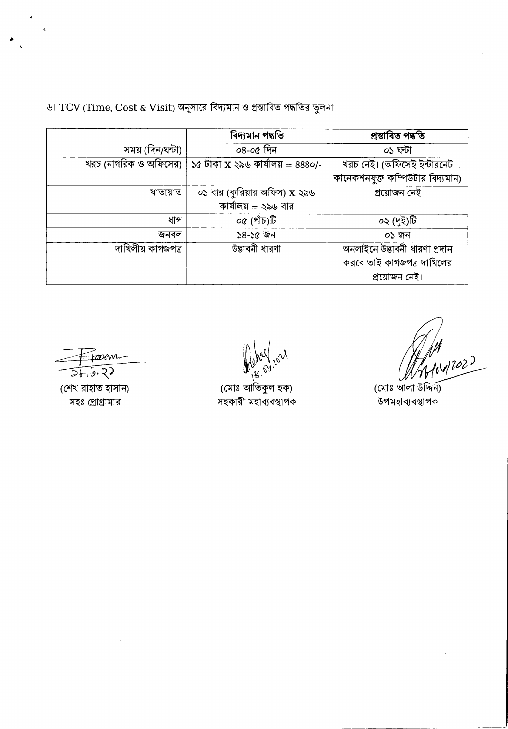৬। TCV (Time, Cost & Visit) অনুসারে বিদ্যমান ও প্রস্তাবিত পদ্ধতির তুলনা

| | বিদ্যমান পদ্ধতি | প্রস্তাবিত পদ্ধতি |
|---|---|---|
| সময় (দিন/ঘন্টা) | ০৪-০৫ দিন | ০১ ঘন্টা |
| খরচ (নাগরিক ও অফিসের) | ১৫ টাকা X ২৯৬ কার্যালয় = ৪৪৪০/- | খরচ নেই। (অফিসেই ইন্টারনেট কানেকশনযুক্ত কম্পিউটার বিদ্যমান) |
| যাতায়াত | ০১ বার (কুরিয়ার অফিস) X ২৯৬ কার্যালয় = ২৯৬ বার | প্রয়োজন নেই |
| ধাপ | ০৫ (পাঁচ)টি | ০২ (দুই)টি |
| জনবল | ১৪-১৫ জন | ০১ জন |
| দাখিলীয় কাগজপত্র | উদ্ভাবনী ধারণা | অনলাইনে উদ্ভাবনী ধারণা প্রদান করবে তাই কাগজপত্র দাখিলের প্রয়োজন নেই। |

১৮.৬.২১
(শেখ রাহাত হাসান)
সহঃ প্রোগ্রামার

18.06.2021
(মোঃ আতিকুল হক)
সহকারী মহাব্যবস্থাপক

18/06/2021
(মোঃ আলা উদ্দিন)
উপমহাব্যবস্থাপক